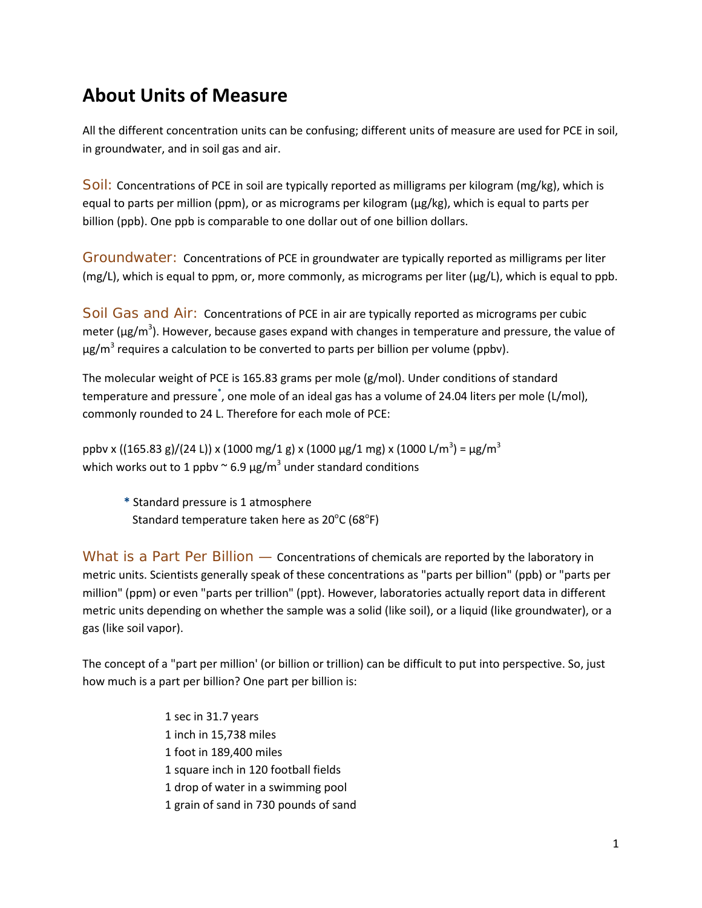# About Units of Measure

All the different concentration units can be confusing; different units of measure are used for PCE in soil, in groundwater, and in soil gas and air.

**Soil:** Concentrations of PCE in soil are typically reported as milligrams per kilogram (mg/kg), which is equal to parts per million (ppm), or as micrograms per kilogram (µg/kg), which is equal to parts per billion (ppb). One ppb is comparable to one dollar out of one billion dollars.

**Groundwater:** Concentrations of PCE in groundwater are typically reported as milligrams per liter (mg/L), which is equal to ppm, or, more commonly, as micrograms per liter (µg/L), which is equal to ppb.

**Soil Gas and Air:** Concentrations of PCE in air are typically reported as micrograms per cubic meter ($\mu g/m^3$). However, because gases expand with changes in temperature and pressure, the value of $\mu g/m^3$ requires a calculation to be converted to parts per billion per volume (ppbv).

The molecular weight of PCE is 165.83 grams per mole (g/mol). Under conditions of standard temperature and pressure*, one mole of an ideal gas has a volume of 24.04 liters per mole (L/mol), commonly rounded to 24 L. Therefore for each mole of PCE:

$$\text{ppbv} \times ((165.83\ \text{g})/(24\ \text{L})) \times (1000\ \text{mg}/1\ \text{g}) \times (1000\ \mu\text{g}/1\ \text{mg}) \times (1000\ \text{L/m}^3) = \mu\text{g/m}^3$$

which works out to 1 ppbv ~ 6.9 $\mu g/m^3$ under standard conditions

> \* Standard pressure is 1 atmosphere
> Standard temperature taken here as 20°C (68°F)

**What is a Part Per Billion —** Concentrations of chemicals are reported by the laboratory in metric units. Scientists generally speak of these concentrations as "parts per billion" (ppb) or "parts per million" (ppm) or even "parts per trillion" (ppt). However, laboratories actually report data in different metric units depending on whether the sample was a solid (like soil), or a liquid (like groundwater), or a gas (like soil vapor).

The concept of a "part per million' (or billion or trillion) can be difficult to put into perspective. So, just how much is a part per billion? One part per billion is:

1 sec in 31.7 years
1 inch in 15,738 miles
1 foot in 189,400 miles
1 square inch in 120 football fields
1 drop of water in a swimming pool
1 grain of sand in 730 pounds of sand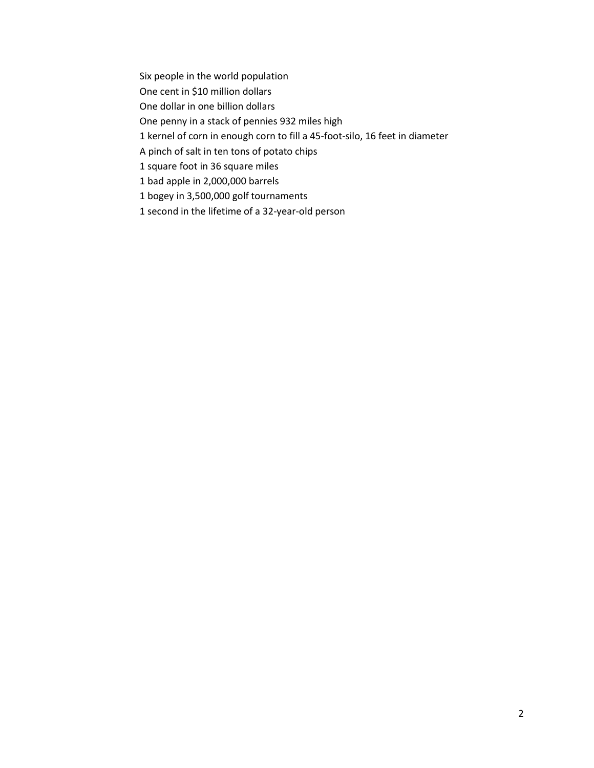Six people in the world population

One cent in $10 million dollars

One dollar in one billion dollars

One penny in a stack of pennies 932 miles high

1 kernel of corn in enough corn to fill a 45-foot-silo, 16 feet in diameter

A pinch of salt in ten tons of potato chips

1 square foot in 36 square miles

1 bad apple in 2,000,000 barrels

1 bogey in 3,500,000 golf tournaments

1 second in the lifetime of a 32-year-old person